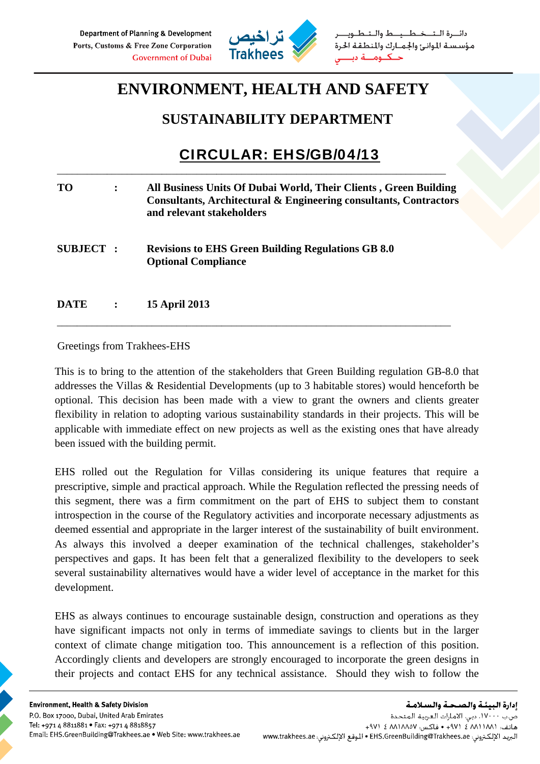# ENVIRONMENT, HEALTH AND SAFETY

## SUSTAINABILITY DEPARTMENT

## CIRCULAR: EHS/GB/04/13

---

**TO** : **All Business Units Of Dubai World, Their Clients , Green Building Consultants, Architectural & Engineering consultants, Contractors and relevant stakeholders**

**SUBJECT** : **Revisions to EHS Green Building Regulations GB 8.0 Optional Compliance**

**DATE** : **15 April 2013**

---

Greetings from Trakhees-EHS

This is to bring to the attention of the stakeholders that Green Building regulation GB-8.0 that addresses the Villas & Residential Developments (up to 3 habitable stores) would henceforth be optional. This decision has been made with a view to grant the owners and clients greater flexibility in relation to adopting various sustainability standards in their projects. This will be applicable with immediate effect on new projects as well as the existing ones that have already been issued with the building permit.

EHS rolled out the Regulation for Villas considering its unique features that require a prescriptive, simple and practical approach. While the Regulation reflected the pressing needs of this segment, there was a firm commitment on the part of EHS to subject them to constant introspection in the course of the Regulatory activities and incorporate necessary adjustments as deemed essential and appropriate in the larger interest of the sustainability of built environment. As always this involved a deeper examination of the technical challenges, stakeholder's perspectives and gaps. It has been felt that a generalized flexibility to the developers to seek several sustainability alternatives would have a wider level of acceptance in the market for this development.

EHS as always continues to encourage sustainable design, construction and operations as they have significant impacts not only in terms of immediate savings to clients but in the larger context of climate change mitigation too. This announcement is a reflection of this position. Accordingly clients and developers are strongly encouraged to incorporate the green designs in their projects and contact EHS for any technical assistance. Should they wish to follow the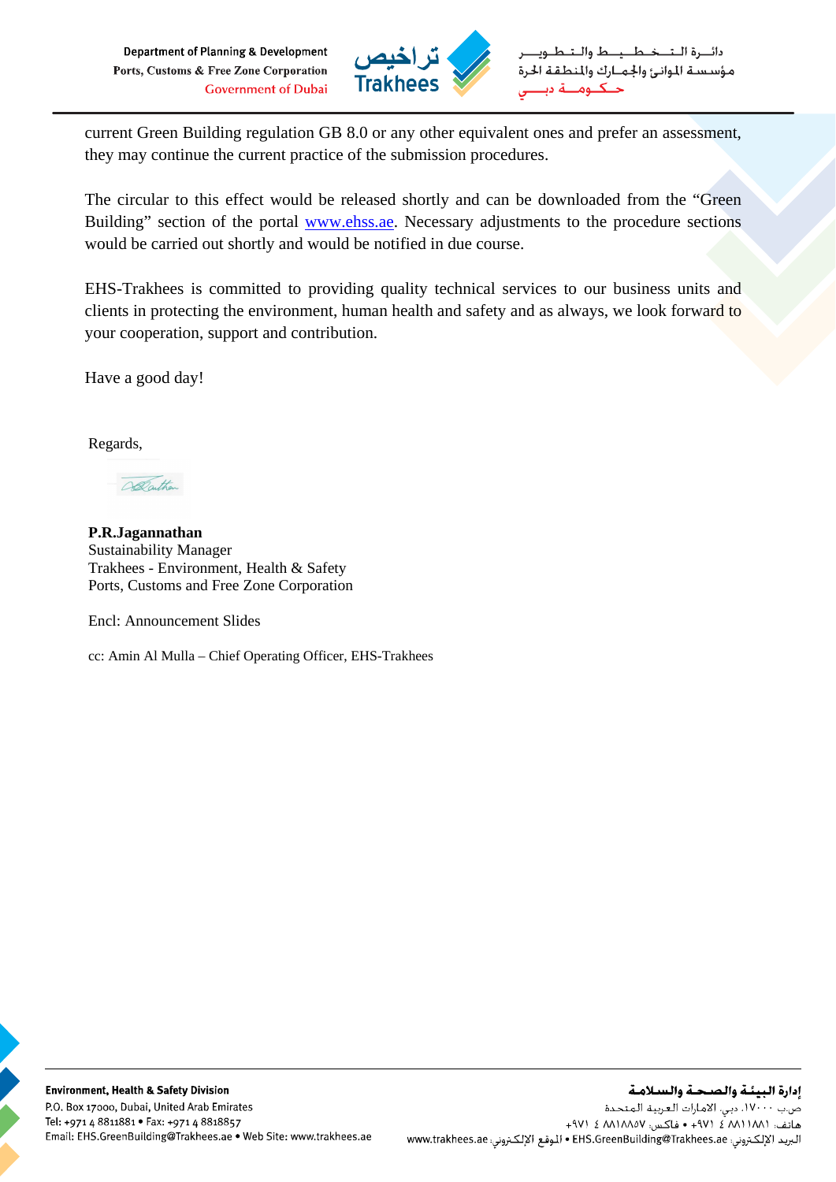current Green Building regulation GB 8.0 or any other equivalent ones and prefer an assessment, they may continue the current practice of the submission procedures.

The circular to this effect would be released shortly and can be downloaded from the "Green Building" section of the portal www.ehss.ae. Necessary adjustments to the procedure sections would be carried out shortly and would be notified in due course.

EHS-Trakhees is committed to providing quality technical services to our business units and clients in protecting the environment, human health and safety and as always, we look forward to your cooperation, support and contribution.

Have a good day!

Regards,

**P.R.Jagannathan**
Sustainability Manager
Trakhees - Environment, Health & Safety
Ports, Customs and Free Zone Corporation

Encl: Announcement Slides

cc: Amin Al Mulla – Chief Operating Officer, EHS-Trakhees